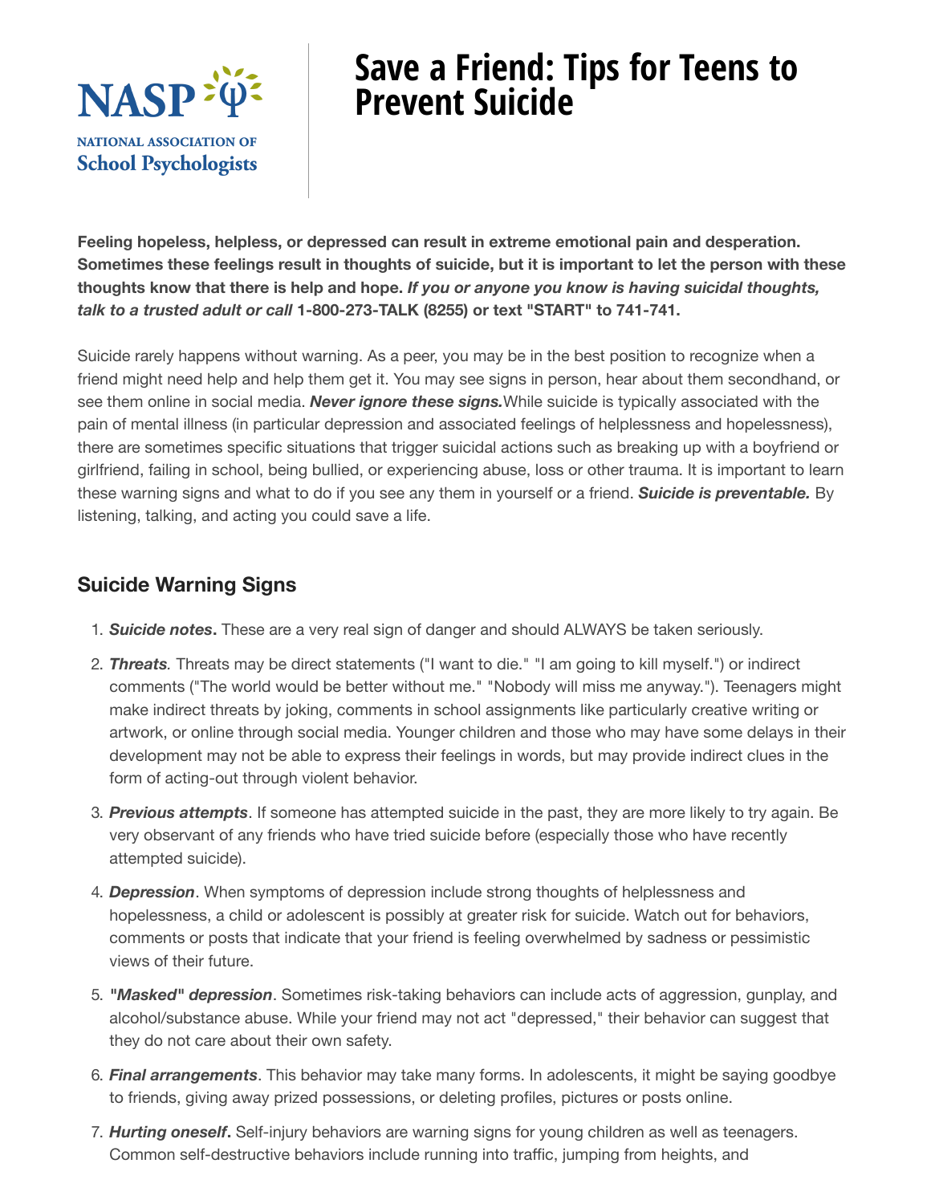NASP

NATIONAL ASSOCIATION OF
School Psychologists

# Save a Friend: Tips for Teens to Prevent Suicide

**Feeling hopeless, helpless, or depressed can result in extreme emotional pain and desperation. Sometimes these feelings result in thoughts of suicide, but it is important to let the person with these thoughts know that there is help and hope. *If you or anyone you know is having suicidal thoughts, talk to a trusted adult or call* 1-800-273-TALK (8255) or text "START" to 741-741.**

Suicide rarely happens without warning. As a peer, you may be in the best position to recognize when a friend might need help and help them get it. You may see signs in person, hear about them secondhand, or see them online in social media. ***Never ignore these signs.*** While suicide is typically associated with the pain of mental illness (in particular depression and associated feelings of helplessness and hopelessness), there are sometimes specific situations that trigger suicidal actions such as breaking up with a boyfriend or girlfriend, failing in school, being bullied, or experiencing abuse, loss or other trauma. It is important to learn these warning signs and what to do if you see any them in yourself or a friend. ***Suicide is preventable.*** By listening, talking, and acting you could save a life.

## Suicide Warning Signs

1. ***Suicide notes*.** These are a very real sign of danger and should ALWAYS be taken seriously.
2. ***Threats*.** Threats may be direct statements ("I want to die." "I am going to kill myself.") or indirect comments ("The world would be better without me." "Nobody will miss me anyway."). Teenagers might make indirect threats by joking, comments in school assignments like particularly creative writing or artwork, or online through social media. Younger children and those who may have some delays in their development may not be able to express their feelings in words, but may provide indirect clues in the form of acting-out through violent behavior.
3. ***Previous attempts*.** If someone has attempted suicide in the past, they are more likely to try again. Be very observant of any friends who have tried suicide before (especially those who have recently attempted suicide).
4. ***Depression*.** When symptoms of depression include strong thoughts of helplessness and hopelessness, a child or adolescent is possibly at greater risk for suicide. Watch out for behaviors, comments or posts that indicate that your friend is feeling overwhelmed by sadness or pessimistic views of their future.
5. ***"Masked" depression*.** Sometimes risk-taking behaviors can include acts of aggression, gunplay, and alcohol/substance abuse. While your friend may not act "depressed," their behavior can suggest that they do not care about their own safety.
6. ***Final arrangements*.** This behavior may take many forms. In adolescents, it might be saying goodbye to friends, giving away prized possessions, or deleting profiles, pictures or posts online.
7. ***Hurting oneself*.** Self-injury behaviors are warning signs for young children as well as teenagers. Common self-destructive behaviors include running into traffic, jumping from heights, and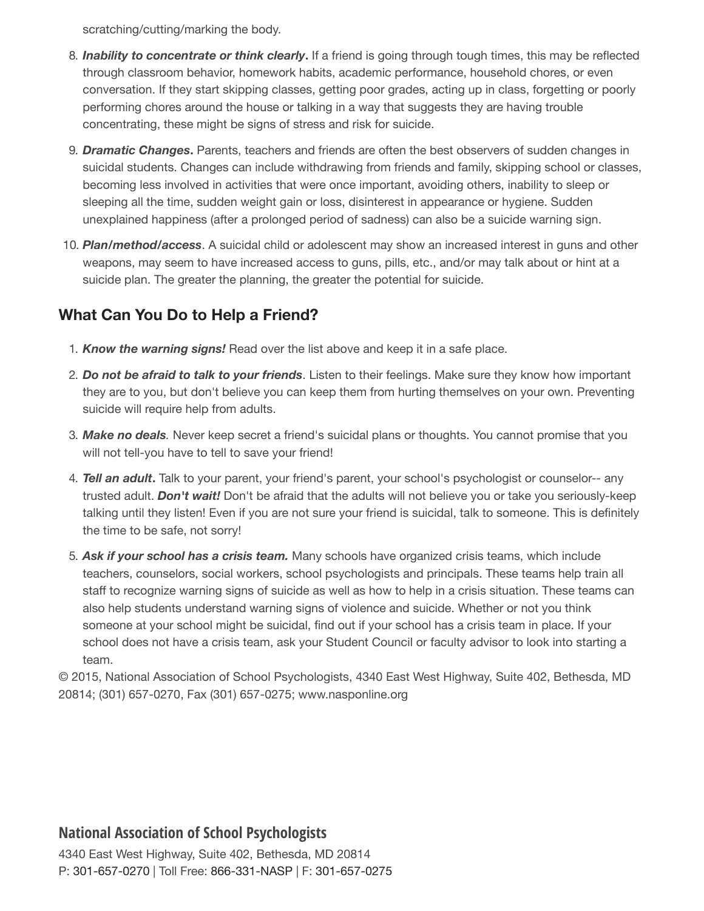scratching/cutting/marking the body.

8. ***Inability to concentrate or think clearly*.** If a friend is going through tough times, this may be reflected through classroom behavior, homework habits, academic performance, household chores, or even conversation. If they start skipping classes, getting poor grades, acting up in class, forgetting or poorly performing chores around the house or talking in a way that suggests they are having trouble concentrating, these might be signs of stress and risk for suicide.
9. ***Dramatic Changes*.** Parents, teachers and friends are often the best observers of sudden changes in suicidal students. Changes can include withdrawing from friends and family, skipping school or classes, becoming less involved in activities that were once important, avoiding others, inability to sleep or sleeping all the time, sudden weight gain or loss, disinterest in appearance or hygiene. Sudden unexplained happiness (after a prolonged period of sadness) can also be a suicide warning sign.
10. ***Plan/method/access***. A suicidal child or adolescent may show an increased interest in guns and other weapons, may seem to have increased access to guns, pills, etc., and/or may talk about or hint at a suicide plan. The greater the planning, the greater the potential for suicide.

## What Can You Do to Help a Friend?

1. ***Know the warning signs!*** Read over the list above and keep it in a safe place.
2. ***Do not be afraid to talk to your friends***. Listen to their feelings. Make sure they know how important they are to you, but don't believe you can keep them from hurting themselves on your own. Preventing suicide will require help from adults.
3. ***Make no deals***. Never keep secret a friend's suicidal plans or thoughts. You cannot promise that you will not tell-you have to tell to save your friend!
4. ***Tell an adult*.** Talk to your parent, your friend's parent, your school's psychologist or counselor-- any trusted adult. ***Don't wait!*** Don't be afraid that the adults will not believe you or take you seriously-keep talking until they listen! Even if you are not sure your friend is suicidal, talk to someone. This is definitely the time to be safe, not sorry!
5. ***Ask if your school has a crisis team.*** Many schools have organized crisis teams, which include teachers, counselors, social workers, school psychologists and principals. These teams help train all staff to recognize warning signs of suicide as well as how to help in a crisis situation. These teams can also help students understand warning signs of violence and suicide. Whether or not you think someone at your school might be suicidal, find out if your school has a crisis team in place. If your school does not have a crisis team, ask your Student Council or faculty advisor to look into starting a team.

© 2015, National Association of School Psychologists, 4340 East West Highway, Suite 402, Bethesda, MD 20814; (301) 657-0270, Fax (301) 657-0275; www.nasponline.org

**National Association of School Psychologists**

4340 East West Highway, Suite 402, Bethesda, MD 20814
P: 301-657-0270 | Toll Free: 866-331-NASP | F: 301-657-0275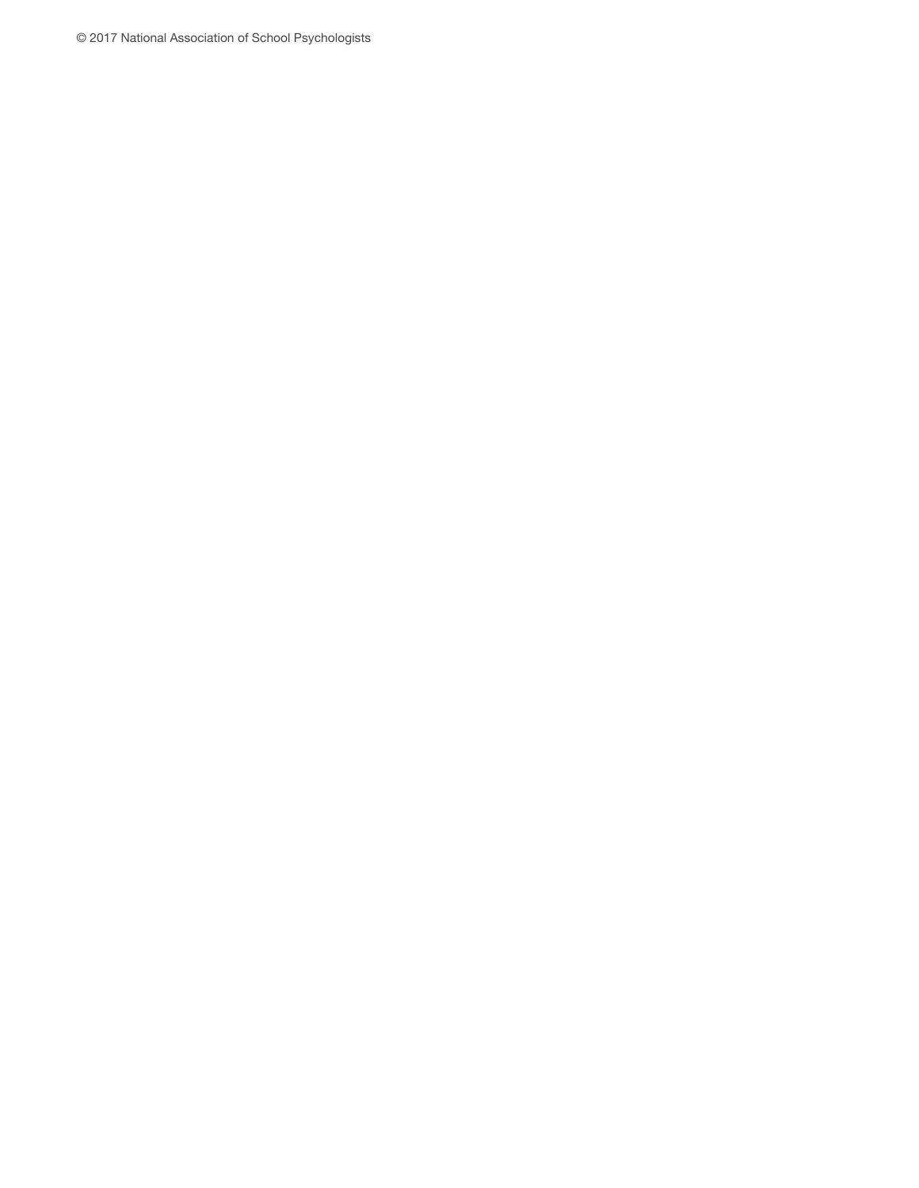© 2017 National Association of School Psychologists